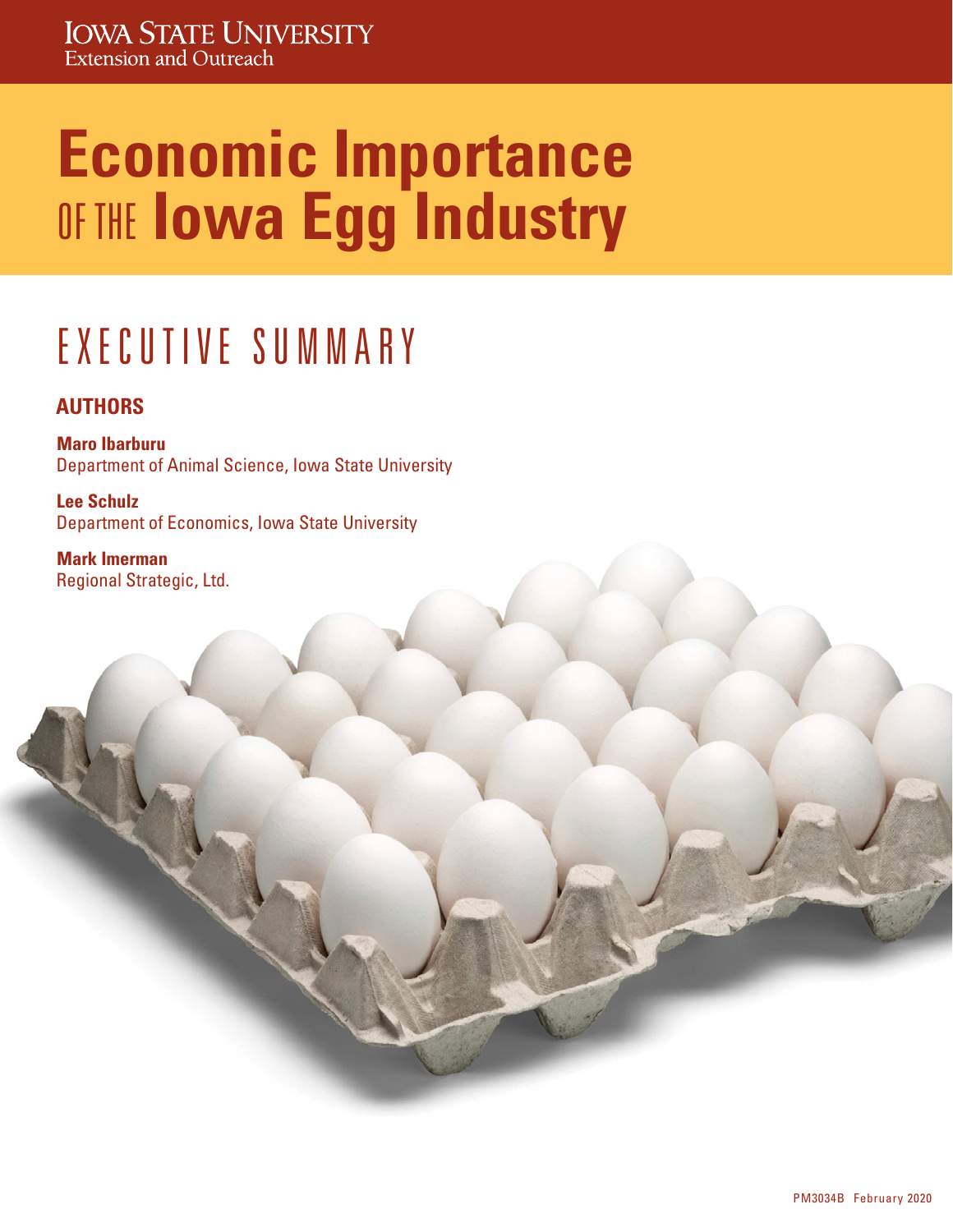Iowa State University
Extension and Outreach

# Economic Importance of the Iowa Egg Industry

## Executive Summary

### Authors

**Maro Ibarburu**
Department of Animal Science, Iowa State University

**Lee Schulz**
Department of Economics, Iowa State University

**Mark Imerman**
Regional Strategic, Ltd.

PM3034B February 2020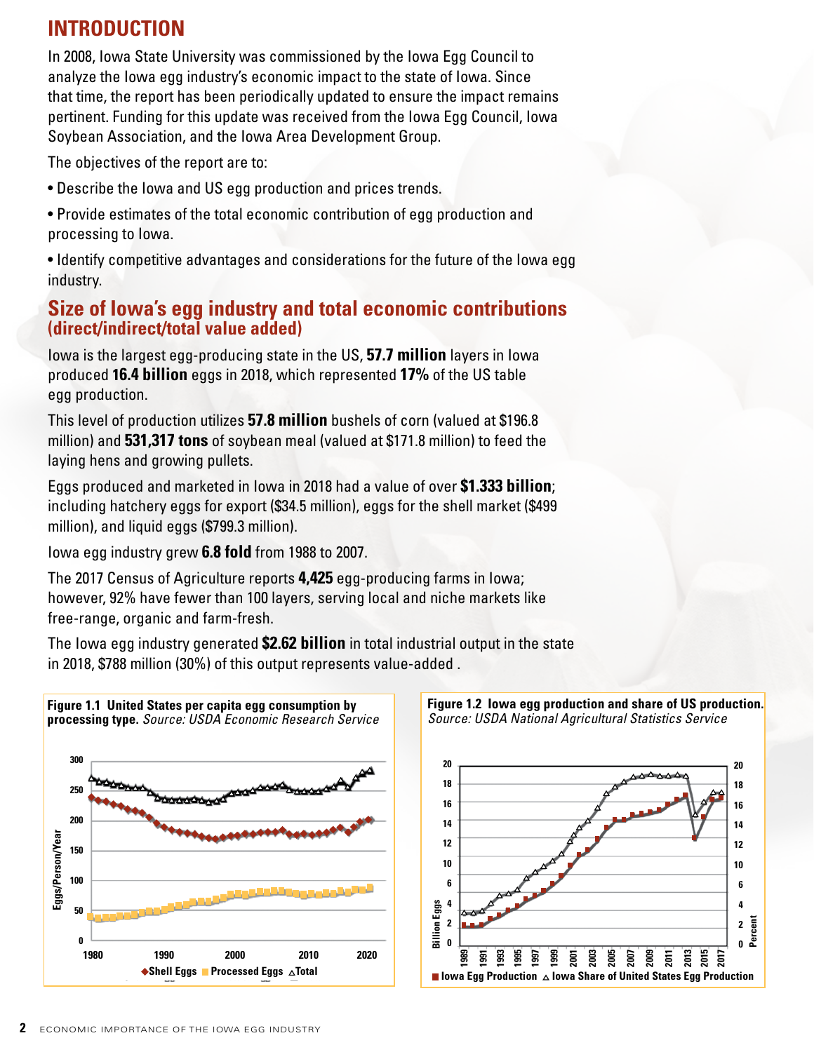# INTRODUCTION

In 2008, Iowa State University was commissioned by the Iowa Egg Council to analyze the Iowa egg industry's economic impact to the state of Iowa. Since that time, the report has been periodically updated to ensure the impact remains pertinent. Funding for this update was received from the Iowa Egg Council, Iowa Soybean Association, and the Iowa Area Development Group.

The objectives of the report are to:

- Describe the Iowa and US egg production and prices trends.
- Provide estimates of the total economic contribution of egg production and processing to Iowa.
- Identify competitive advantages and considerations for the future of the Iowa egg industry.

## Size of Iowa's egg industry and total economic contributions (direct/indirect/total value added)

Iowa is the largest egg-producing state in the US, **57.7 million** layers in Iowa produced **16.4 billion** eggs in 2018, which represented **17%** of the US table egg production.

This level of production utilizes **57.8 million** bushels of corn (valued at $196.8 million) and **531,317 tons** of soybean meal (valued at $171.8 million) to feed the laying hens and growing pullets.

Eggs produced and marketed in Iowa in 2018 had a value of over **$1.333 billion**; including hatchery eggs for export ($34.5 million), eggs for the shell market ($499 million), and liquid eggs ($799.3 million).

Iowa egg industry grew **6.8 fold** from 1988 to 2007.

The 2017 Census of Agriculture reports **4,425** egg-producing farms in Iowa; however, 92% have fewer than 100 layers, serving local and niche markets like free-range, organic and farm-fresh.

The Iowa egg industry generated **$2.62 billion** in total industrial output in the state in 2018, $788 million (30%) of this output represents value-added .

**Figure 1.1 United States per capita egg consumption by processing type.** *Source: USDA Economic Research Service*

**Figure 1.2 Iowa egg production and share of US production.** *Source: USDA National Agricultural Statistics Service*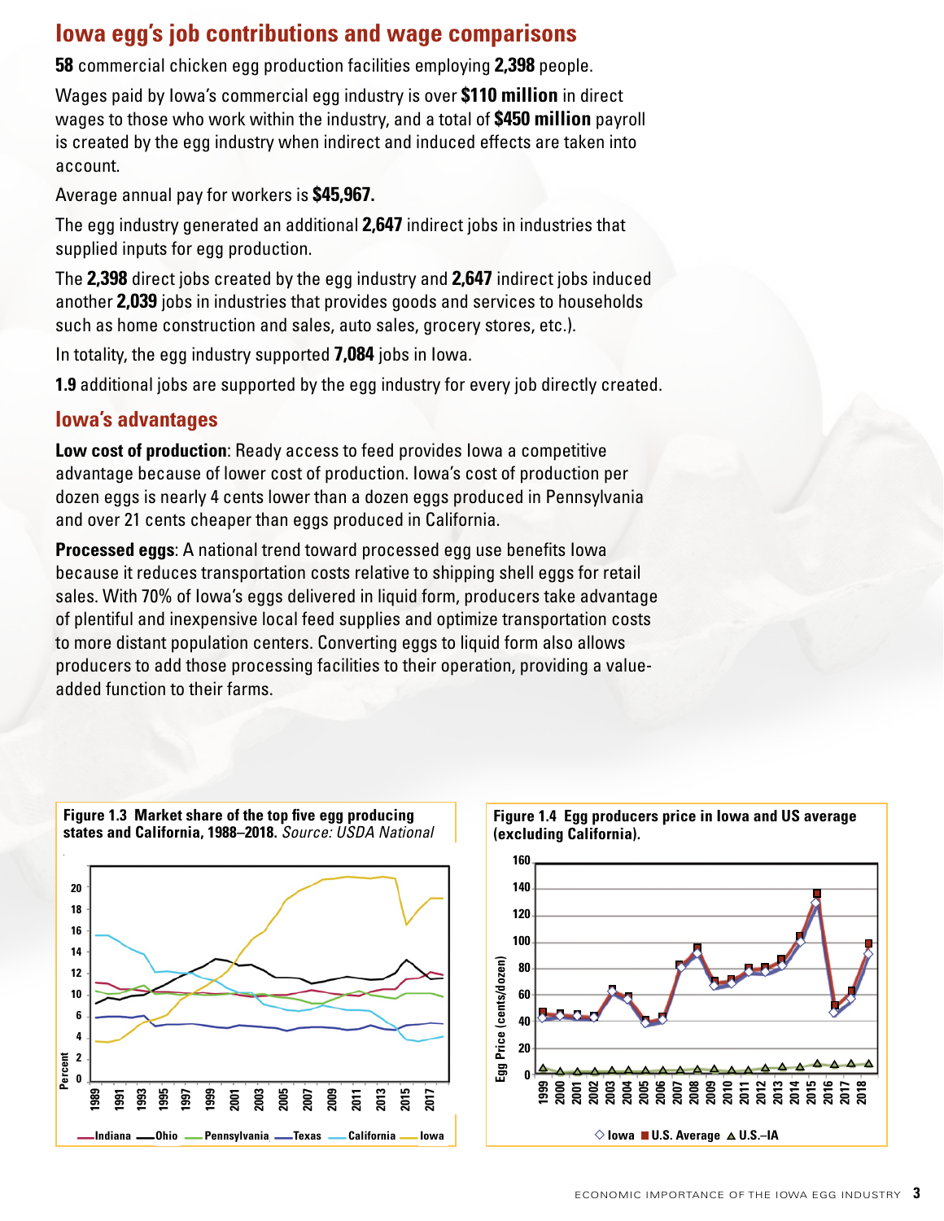## Iowa egg's job contributions and wage comparisons

**58** commercial chicken egg production facilities employing **2,398** people.

Wages paid by Iowa's commercial egg industry is over **$110 million** in direct wages to those who work within the industry, and a total of **$450 million** payroll is created by the egg industry when indirect and induced effects are taken into account.

Average annual pay for workers is **$45,967.**

The egg industry generated an additional **2,647** indirect jobs in industries that supplied inputs for egg production.

The **2,398** direct jobs created by the egg industry and **2,647** indirect jobs induced another **2,039** jobs in industries that provides goods and services to households such as home construction and sales, auto sales, grocery stores, etc.).

In totality, the egg industry supported **7,084** jobs in Iowa.

**1.9** additional jobs are supported by the egg industry for every job directly created.

### Iowa's advantages

**Low cost of production**: Ready access to feed provides Iowa a competitive advantage because of lower cost of production. Iowa's cost of production per dozen eggs is nearly 4 cents lower than a dozen eggs produced in Pennsylvania and over 21 cents cheaper than eggs produced in California.

**Processed eggs**: A national trend toward processed egg use benefits Iowa because it reduces transportation costs relative to shipping shell eggs for retail sales. With 70% of Iowa's eggs delivered in liquid form, producers take advantage of plentiful and inexpensive local feed supplies and optimize transportation costs to more distant population centers. Converting eggs to liquid form also allows producers to add those processing facilities to their operation, providing a value-added function to their farms.

**Figure 1.3 Market share of the top five egg producing states and California, 1988–2018.** *Source: USDA National*

**Figure 1.4 Egg producers price in Iowa and US average (excluding California).**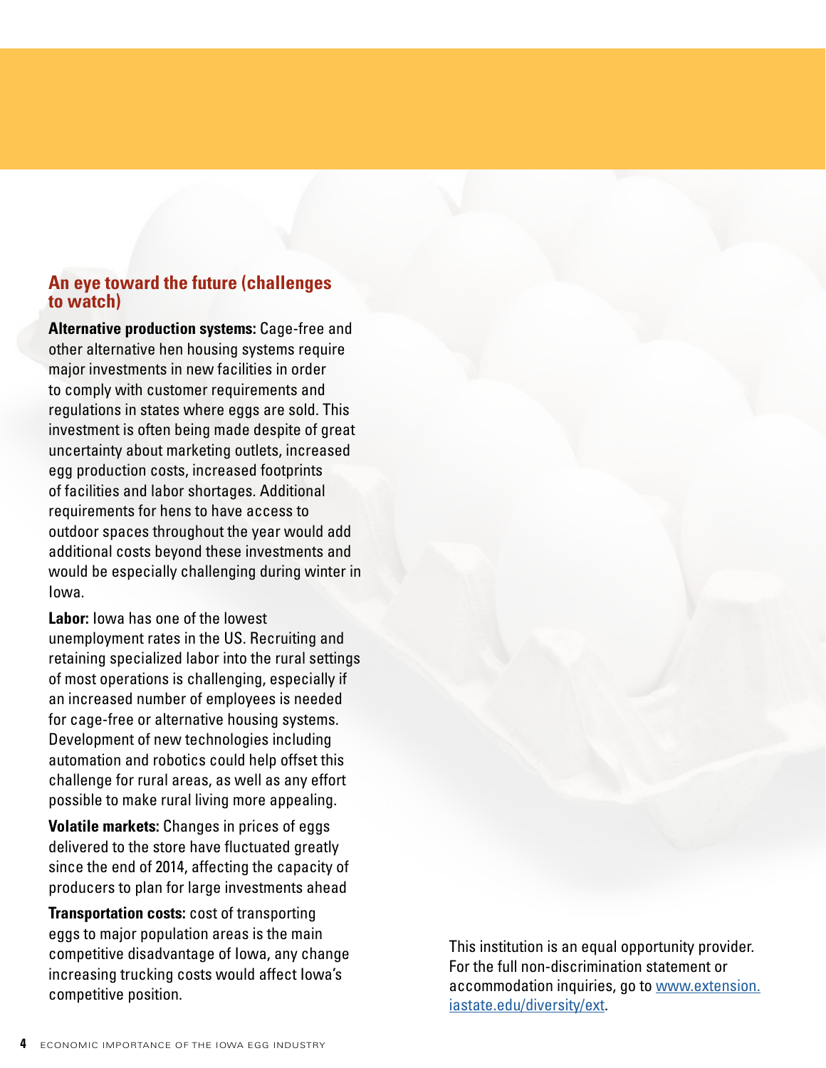## An eye toward the future (challenges to watch)

**Alternative production systems:** Cage-free and other alternative hen housing systems require major investments in new facilities in order to comply with customer requirements and regulations in states where eggs are sold. This investment is often being made despite of great uncertainty about marketing outlets, increased egg production costs, increased footprints of facilities and labor shortages. Additional requirements for hens to have access to outdoor spaces throughout the year would add additional costs beyond these investments and would be especially challenging during winter in Iowa.

**Labor:** Iowa has one of the lowest unemployment rates in the US. Recruiting and retaining specialized labor into the rural settings of most operations is challenging, especially if an increased number of employees is needed for cage-free or alternative housing systems. Development of new technologies including automation and robotics could help offset this challenge for rural areas, as well as any effort possible to make rural living more appealing.

**Volatile markets:** Changes in prices of eggs delivered to the store have fluctuated greatly since the end of 2014, affecting the capacity of producers to plan for large investments ahead

**Transportation costs:** cost of transporting eggs to major population areas is the main competitive disadvantage of Iowa, any change increasing trucking costs would affect Iowa's competitive position.

This institution is an equal opportunity provider. For the full non-discrimination statement or accommodation inquiries, go to [www.extension.iastate.edu/diversity/ext](www.extension.iastate.edu/diversity/ext).